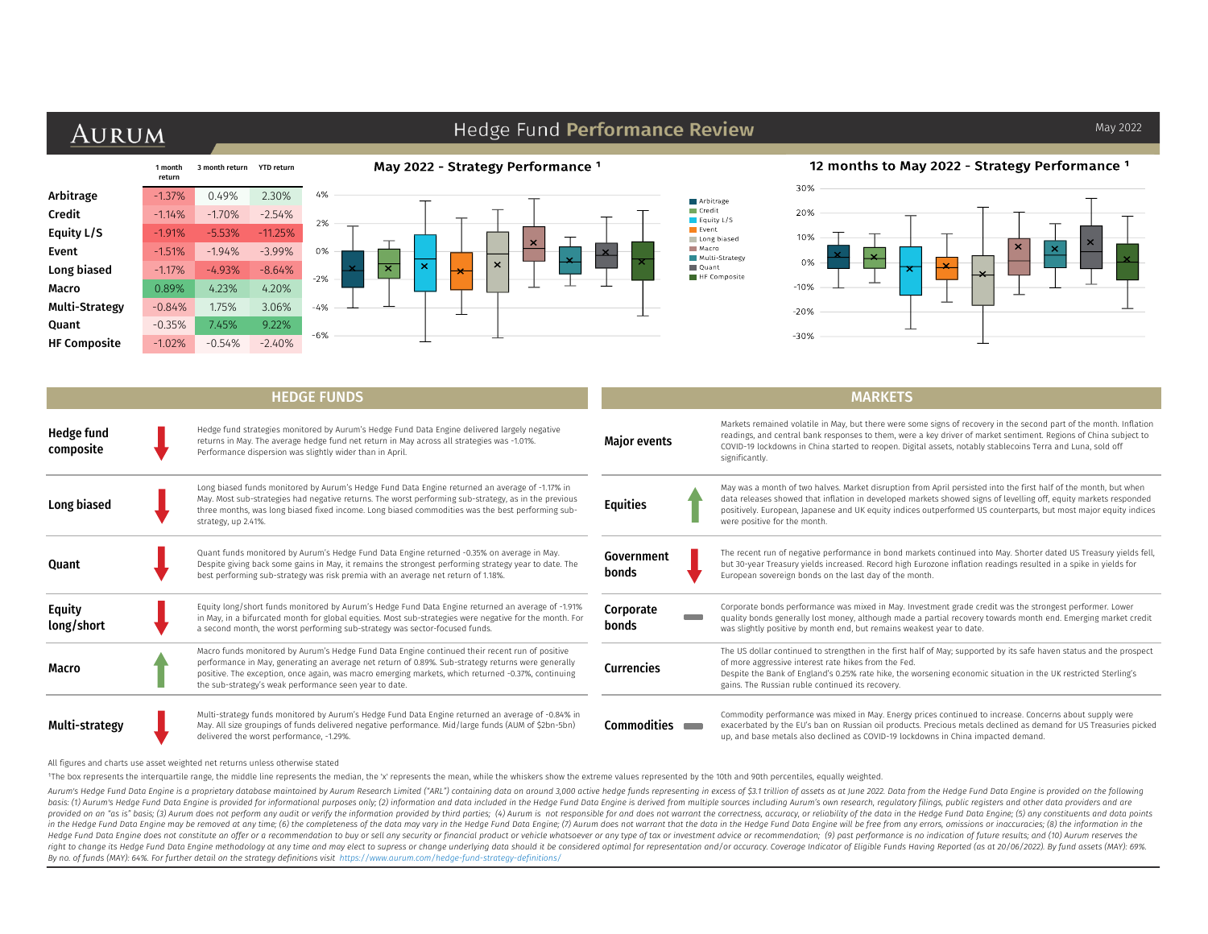# AURUM

## Hedge Fund Performance Review

May 2022

| | 1 month return | 3 month return | YTD return |
|---|---|---|---|
| Arbitrage | -1.37% | 0.49% | 2.30% |
| Credit | -1.14% | -1.70% | -2.54% |
| Equity L/S | -1.91% | -5.53% | -11.25% |
| Event | -1.51% | -1.94% | -3.99% |
| Long biased | -1.17% | -4.93% | -8.64% |
| Macro | 0.89% | 4.23% | 4.20% |
| Multi-Strategy | -0.84% | 1.75% | 3.06% |
| Quant | -0.35% | 7.45% | 9.22% |
| HF Composite | -1.02% | -0.54% | -2.40% |

**May 2022 - Strategy Performance ¹**

**12 months to May 2022 - Strategy Performance ¹**

## HEDGE FUNDS

**Hedge fund composite** (down)
Hedge fund strategies monitored by Aurum's Hedge Fund Data Engine delivered largely negative returns in May. The average hedge fund net return in May across all strategies was -1.01%. Performance dispersion was slightly wider than in April.

**Long biased** (down)
Long biased funds monitored by Aurum's Hedge Fund Data Engine returned an average of -1.17% in May. Most sub-strategies had negative returns. The worst performing sub-strategy, as in the previous three months, was long biased fixed income. Long biased commodities was the best performing sub-strategy, up 2.41%.

**Quant** (down)
Quant funds monitored by Aurum's Hedge Fund Data Engine returned -0.35% on average in May. Despite giving back some gains in May, it remains the strongest performing strategy year to date. The best performing sub-strategy was risk premia with an average net return of 1.18%.

**Equity long/short** (down)
Equity long/short funds monitored by Aurum's Hedge Fund Data Engine returned an average of -1.91% in May, in a bifurcated month for global equities. Most sub-strategies were negative for the month. For a second month, the worst performing sub-strategy was sector-focused funds.

**Macro** (up)
Macro funds monitored by Aurum's Hedge Fund Data Engine continued their recent run of positive performance in May, generating an average net return of 0.89%. Sub-strategy returns were generally positive. The exception, once again, was macro emerging markets, which returned -0.37%, continuing the sub-strategy's weak performance seen year to date.

**Multi-strategy** (down)
Multi-strategy funds monitored by Aurum's Hedge Fund Data Engine returned an average of -0.84% in May. All size groupings of funds delivered negative performance. Mid/large funds (AUM of $2bn-5bn) delivered the worst performance, -1.29%.

## MARKETS

**Major events**
Markets remained volatile in May, but there were some signs of recovery in the second part of the month. Inflation readings, and central bank responses to them, were a key driver of market sentiment. Regions of China subject to COVID-19 lockdowns in China started to reopen. Digital assets, notably stablecoins Terra and Luna, sold off significantly.

**Equities** (up)
May was a month of two halves. Market disruption from April persisted into the first half of the month, but when data releases showed that inflation in developed markets showed signs of levelling off, equity markets responded positively. European, Japanese and UK equity indices outperformed US counterparts, but most major equity indices were positive for the month.

**Government bonds** (down)
The recent run of negative performance in bond markets continued into May. Shorter dated US Treasury yields fell, but 30-year Treasury yields increased. Record high Eurozone inflation readings resulted in a spike in yields for European sovereign bonds on the last day of the month.

**Corporate bonds** (flat)
Corporate bonds performance was mixed in May. Investment grade credit was the strongest performer. Lower quality bonds generally lost money, although made a partial recovery towards month end. Emerging market credit was slightly positive by month end, but remains weakest year to date.

**Currencies**
The US dollar continued to strengthen in the first half of May; supported by its safe haven status and the prospect of more aggressive interest rate hikes from the Fed.
Despite the Bank of England's 0.25% rate hike, the worsening economic situation in the UK restricted Sterling's gains. The Russian ruble continued its recovery.

**Commodities** (flat)
Commodity performance was mixed in May. Energy prices continued to increase. Concerns about supply were exacerbated by the EU's ban on Russian oil products. Precious metals declined as demand for US Treasuries picked up, and base metals also declined as COVID-19 lockdowns in China impacted demand.

All figures and charts use asset weighted net returns unless otherwise stated

¹The box represents the interquartile range, the middle line represents the median, the 'x' represents the mean, while the whiskers show the extreme values represented by the 10th and 90th percentiles, equally weighted.

*Aurum's Hedge Fund Data Engine is a proprietary database maintained by Aurum Research Limited ("ARL") containing data on around 3,000 active hedge funds representing in excess of $3.1 trillion of assets as at June 2022. Data from the Hedge Fund Data Engine is provided on the following basis: (1) Aurum's Hedge Fund Data Engine is provided for informational purposes only; (2) information and data included in the Hedge Fund Data Engine is derived from multiple sources including Aurum's own research, regulatory filings, public registers and other data providers and are provided on an "as is" basis; (3) Aurum does not perform any audit or verify the information provided by third parties; (4) Aurum is not responsible for and does not warrant the correctness, accuracy, or reliability of the data in the Hedge Fund Data Engine; (5) any constituents and data points in the Hedge Fund Data Engine may be removed at any time; (6) the completeness of the data may vary in the Hedge Fund Data Engine; (7) Aurum does not warrant that the data in the Hedge Fund Data Engine will be free from any errors, omissions or inaccuracies; (8) the information in the Hedge Fund Data Engine does not constitute an offer or a recommendation to buy or sell any security or financial product or vehicle whatsoever or any type of tax or investment advice or recommendation; (9) past performance is no indication of future results; and (10) Aurum reserves the right to change its Hedge Fund Data Engine methodology at any time and may elect to supress or change underlying data should it be considered optimal for representation and/or accuracy. Coverage Indicator of Eligible Funds Having Reported (as at 20/06/2022). By fund assets (MAY): 69%. By no. of funds (MAY): 64%. For further detail on the strategy definitions visit https://www.aurum.com/hedge-fund-strategy-definitions/*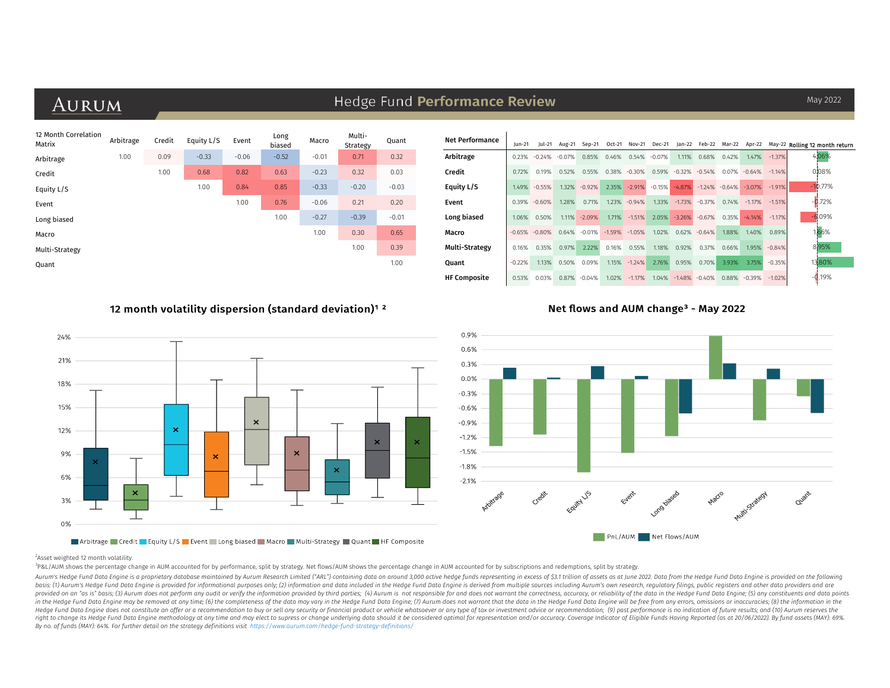AURUM

# Hedge Fund Performance Review

May 2022

| 12 Month Correlation Matrix | Arbitrage | Credit | Equity L/S | Event | Long biased | Macro | Multi-Strategy | Quant |
|---|---|---|---|---|---|---|---|---|
| Arbitrage | 1.00 | 0.09 | -0.33 | -0.06 | -0.52 | -0.01 | 0.71 | 0.32 |
| Credit | | 1.00 | 0.68 | 0.82 | 0.63 | -0.23 | 0.32 | 0.03 |
| Equity L/S | | | 1.00 | 0.84 | 0.85 | -0.33 | -0.20 | -0.03 |
| Event | | | | 1.00 | 0.76 | -0.06 | 0.21 | 0.20 |
| Long biased | | | | | 1.00 | -0.27 | -0.39 | -0.01 |
| Macro | | | | | | 1.00 | 0.30 | 0.65 |
| Multi-Strategy | | | | | | | 1.00 | 0.39 |
| Quant | | | | | | | | 1.00 |

| Net Performance | Jun-21 | Jul-21 | Aug-21 | Sep-21 | Oct-21 | Nov-21 | Dec-21 | Jan-22 | Feb-22 | Mar-22 | Apr-22 | May-22 | Rolling 12 month return |
|---|---|---|---|---|---|---|---|---|---|---|---|---|---|
| Arbitrage | 0.23% | -0.24% | -0.07% | 0.85% | 0.46% | 0.54% | -0.07% | 1.11% | 0.68% | 0.42% | 1.47% | -1.37% | 4.06% |
| Credit | 0.72% | 0.19% | 0.52% | 0.55% | 0.38% | -0.30% | 0.59% | -0.32% | -0.54% | 0.07% | -0.64% | -1.14% | 0.08% |
| Equity L/S | 1.49% | -0.55% | 1.32% | -0.92% | 2.35% | -2.91% | -0.15% | -4.87% | -1.24% | -0.64% | -3.07% | -1.91% | -10.77% |
| Event | 0.39% | -0.60% | 1.28% | 0.71% | 1.23% | -0.94% | 1.33% | -1.73% | -0.37% | 0.74% | -1.17% | -1.51% | -0.72% |
| Long biased | 1.06% | 0.50% | 1.11% | -2.09% | 1.71% | -1.51% | 2.05% | -3.26% | -0.67% | 0.35% | -4.14% | -1.17% | -8.09% |
| Macro | -0.65% | -0.80% | 0.64% | -0.01% | -1.59% | -1.05% | 1.02% | 0.62% | -0.64% | 1.88% | 1.40% | 0.89% | 1.66% |
| Multi-Strategy | 0.16% | 0.35% | 0.97% | 2.22% | 0.16% | 0.55% | 1.18% | 0.92% | 0.37% | 0.66% | 1.95% | -0.84% | 8.95% |
| Quant | -0.22% | 1.13% | 0.50% | 0.09% | 1.15% | -1.24% | 2.76% | 0.95% | 0.70% | 3.93% | 3.75% | -0.35% | 13.80% |
| HF Composite | 0.53% | 0.03% | 0.87% | -0.04% | 1.02% | -1.17% | 1.04% | -1.48% | -0.40% | 0.88% | -0.39% | -1.02% | -0.19% |

## 12 month volatility dispersion (standard deviation)[1] [2]

24%
21%
18%
15%
12%
9%
6%
3%
0%

Arbitrage, Credit, Equity L/S, Event, Long biased, Macro, Multi-Strategy, Quant, HF Composite

## Net flows and AUM change[3] - May 2022

0.9%
0.6%
0.3%
0.0%
-0.3%
-0.6%
-0.9%
-1.2%
-1.5%
-1.8%
-2.1%

Arbitrage, Credit, Equity L/S, Event, Long biased, Macro, Multi-Strategy, Quant

PnL/AUM, Net Flows/AUM

[2]Asset weighted 12 month volatility.

[3]P&L/AUM shows the percentage change in AUM accounted for by performance, split by strategy. Net flows/AUM shows the percentage change in AUM accounted for by subscriptions and redemptions, split by strategy.

*Aurum's Hedge Fund Data Engine is a proprietary database maintained by Aurum Research Limited ("ARL") containing data on around 3,000 active hedge funds representing in excess of $3.1 trillion of assets as at June 2022. Data from the Hedge Fund Data Engine is provided on the following basis: (1) Aurum's Hedge Fund Data Engine is provided for informational purposes only; (2) information and data included in the Hedge Fund Data Engine is derived from multiple sources including Aurum's own research, regulatory filings, public registers and other data providers and are provided on an "as is" basis; (3) Aurum does not perform any audit or verify the information provided by third parties; (4) Aurum is not responsible for and does not warrant the correctness, accuracy, or reliability of the data in the Hedge Fund Data Engine; (5) any constituents and data points in the Hedge Fund Data Engine may be removed at any time; (6) the completeness of the data may vary in the Hedge Fund Data Engine; (7) Aurum does not warrant that the data in the Hedge Fund Data Engine will be free from any errors, omissions or inaccuracies; (8) the information in the Hedge Fund Data Engine does not constitute an offer or a recommendation to buy or sell any security or financial product or vehicle whatsoever or any type of tax or investment advice or recommendation; (9) past performance is no indication of future results; and (10) Aurum reserves the right to change its Hedge Fund Data Engine methodology at any time and may elect to supress or change underlying data should it be considered optimal for representation and/or accuracy. Coverage Indicator of Eligible Funds Having Reported (as at 20/06/2022). By fund assets (MAY): 69%. By no. of funds (MAY): 64%. For further detail on the strategy definitions visit* https://www.aurum.com/hedge-fund-strategy-definitions/